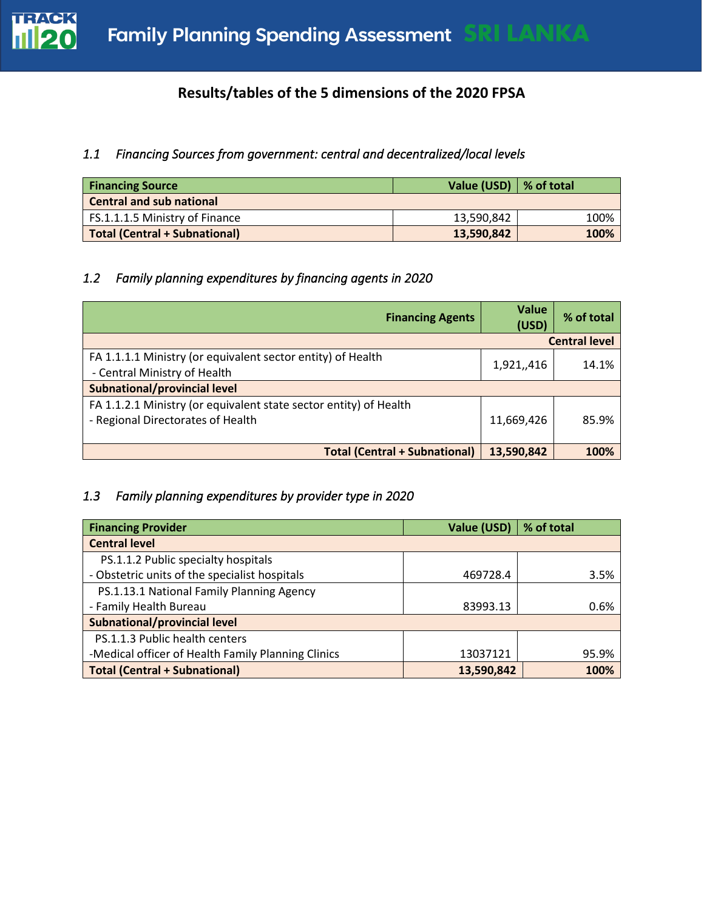# Family Planning Spending Assessment SRI LANKA

## Results/tables of the 5 dimensions of the 2020 FPSA

### *1.1 Financing Sources from government: central and decentralized/local levels*

| Financing Source | Value (USD) | % of total |
|---|---|---|
| **Central and sub national** | | |
| FS.1.1.1.5 Ministry of Finance | 13,590,842 | 100% |
| **Total (Central + Subnational)** | **13,590,842** | **100%** |

### *1.2 Family planning expenditures by financing agents in 2020*

| Financing Agents | Value (USD) | % of total |
|---|---|---|
| **Central level** | | |
| FA 1.1.1.1 Ministry (or equivalent sector entity) of Health - Central Ministry of Health | 1,921,,416 | 14.1% |
| **Subnational/provincial level** | | |
| FA 1.1.2.1 Ministry (or equivalent state sector entity) of Health - Regional Directorates of Health | 11,669,426 | 85.9% |
| **Total (Central + Subnational)** | **13,590,842** | **100%** |

### *1.3 Family planning expenditures by provider type in 2020*

| Financing Provider | Value (USD) | % of total |
|---|---|---|
| **Central level** | | |
| PS.1.1.2 Public specialty hospitals - Obstetric units of the specialist hospitals | 469728.4 | 3.5% |
| PS.1.13.1 National Family Planning Agency - Family Health Bureau | 83993.13 | 0.6% |
| **Subnational/provincial level** | | |
| PS.1.1.3 Public health centers -Medical officer of Health Family Planning Clinics | 13037121 | 95.9% |
| **Total (Central + Subnational)** | **13,590,842** | **100%** |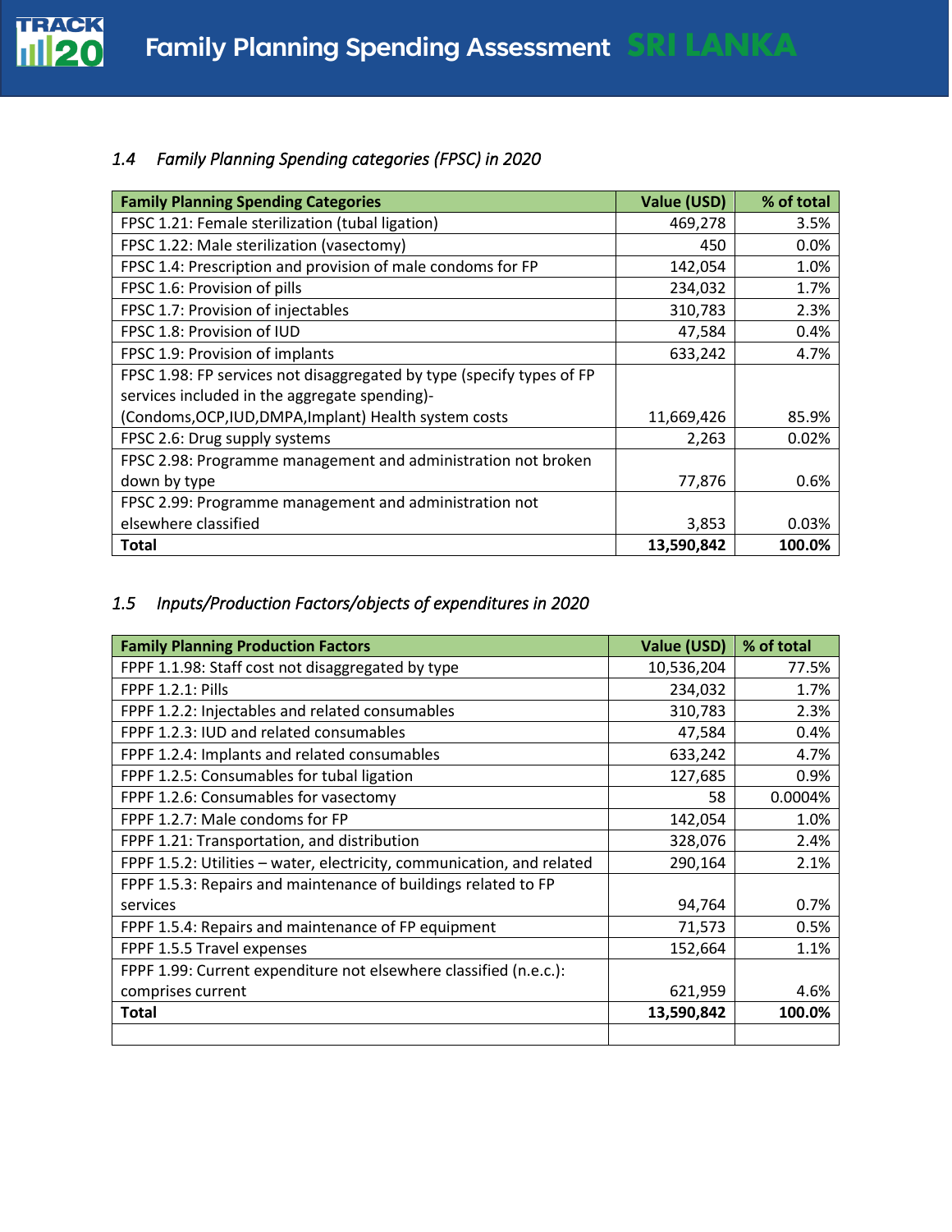### *1.4 Family Planning Spending categories (FPSC) in 2020*

| Family Planning Spending Categories | Value (USD) | % of total |
|---|---|---|
| FPSC 1.21: Female sterilization (tubal ligation) | 469,278 | 3.5% |
| FPSC 1.22: Male sterilization (vasectomy) | 450 | 0.0% |
| FPSC 1.4: Prescription and provision of male condoms for FP | 142,054 | 1.0% |
| FPSC 1.6: Provision of pills | 234,032 | 1.7% |
| FPSC 1.7: Provision of injectables | 310,783 | 2.3% |
| FPSC 1.8: Provision of IUD | 47,584 | 0.4% |
| FPSC 1.9: Provision of implants | 633,242 | 4.7% |
| FPSC 1.98: FP services not disaggregated by type (specify types of FP services included in the aggregate spending)-(Condoms,OCP,IUD,DMPA,Implant) Health system costs | 11,669,426 | 85.9% |
| FPSC 2.6: Drug supply systems | 2,263 | 0.02% |
| FPSC 2.98: Programme management and administration not broken down by type | 77,876 | 0.6% |
| FPSC 2.99: Programme management and administration not elsewhere classified | 3,853 | 0.03% |
| **Total** | **13,590,842** | **100.0%** |

### *1.5 Inputs/Production Factors/objects of expenditures in 2020*

| Family Planning Production Factors | Value (USD) | % of total |
|---|---|---|
| FPPF 1.1.98: Staff cost not disaggregated by type | 10,536,204 | 77.5% |
| FPPF 1.2.1: Pills | 234,032 | 1.7% |
| FPPF 1.2.2: Injectables and related consumables | 310,783 | 2.3% |
| FPPF 1.2.3: IUD and related consumables | 47,584 | 0.4% |
| FPPF 1.2.4: Implants and related consumables | 633,242 | 4.7% |
| FPPF 1.2.5: Consumables for tubal ligation | 127,685 | 0.9% |
| FPPF 1.2.6: Consumables for vasectomy | 58 | 0.0004% |
| FPPF 1.2.7: Male condoms for FP | 142,054 | 1.0% |
| FPPF 1.21: Transportation, and distribution | 328,076 | 2.4% |
| FPPF 1.5.2: Utilities – water, electricity, communication, and related | 290,164 | 2.1% |
| FPPF 1.5.3: Repairs and maintenance of buildings related to FP services | 94,764 | 0.7% |
| FPPF 1.5.4: Repairs and maintenance of FP equipment | 71,573 | 0.5% |
| FPPF 1.5.5 Travel expenses | 152,664 | 1.1% |
| FPPF 1.99: Current expenditure not elsewhere classified (n.e.c.): comprises current | 621,959 | 4.6% |
| **Total** | **13,590,842** | **100.0%** |
| | | |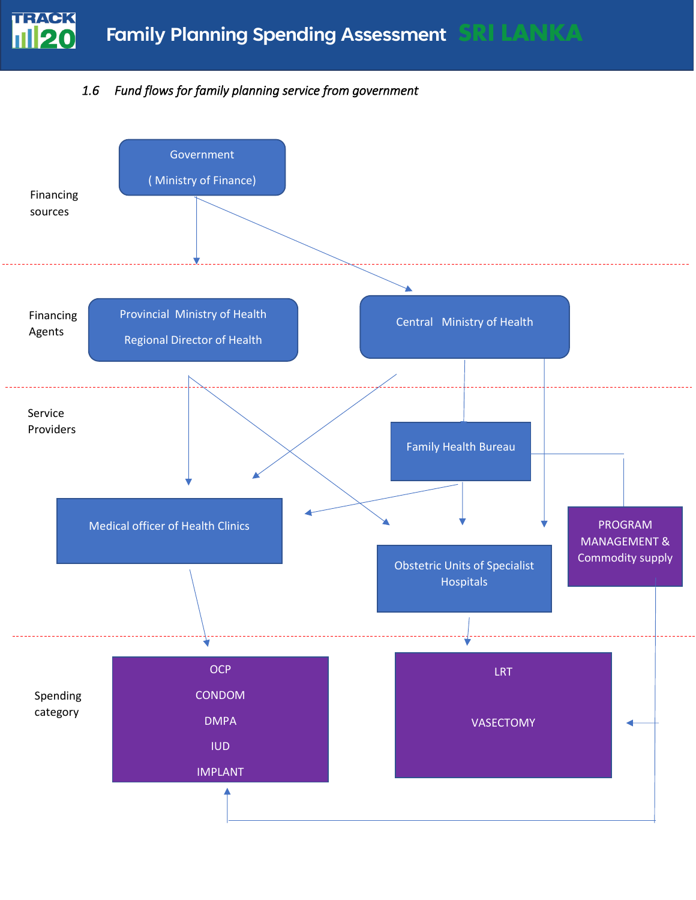*1.6 Fund flows for family planning service from government*

**Financing sources**

- Government (Ministry of Finance)

**Financing Agents**

- Provincial Ministry of Health / Regional Director of Health
- Central Ministry of Health

**Service Providers**

- Family Health Bureau
- Medical officer of Health Clinics
- Obstetric Units of Specialist Hospitals
- PROGRAM MANAGEMENT & Commodity supply

**Spending category**

- OCP
- CONDOM
- DMPA
- IUD
- IMPLANT

- LRT
- VASECTOMY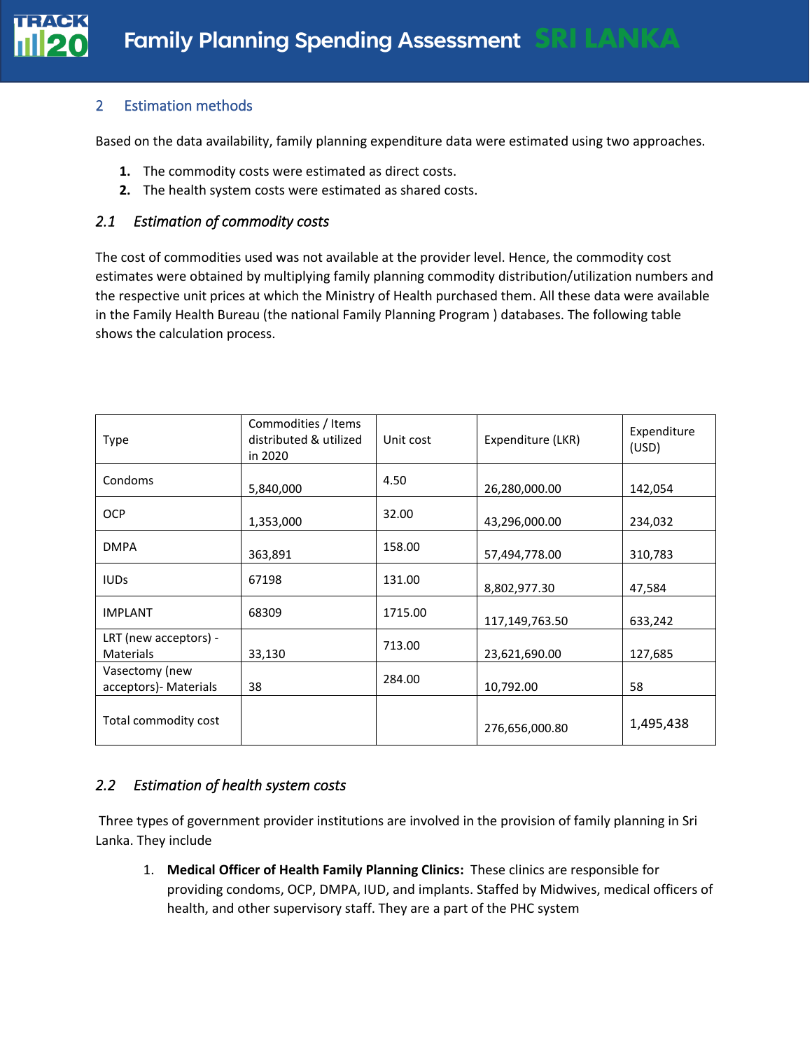## 2 Estimation methods

Based on the data availability, family planning expenditure data were estimated using two approaches.

1. The commodity costs were estimated as direct costs.
2. The health system costs were estimated as shared costs.

### *2.1 Estimation of commodity costs*

The cost of commodities used was not available at the provider level. Hence, the commodity cost estimates were obtained by multiplying family planning commodity distribution/utilization numbers and the respective unit prices at which the Ministry of Health purchased them. All these data were available in the Family Health Bureau (the national Family Planning Program ) databases. The following table shows the calculation process.

| Type | Commodities / Items distributed & utilized in 2020 | Unit cost | Expenditure (LKR) | Expenditure (USD) |
|---|---|---|---|---|
| Condoms | 5,840,000 | 4.50 | 26,280,000.00 | 142,054 |
| OCP | 1,353,000 | 32.00 | 43,296,000.00 | 234,032 |
| DMPA | 363,891 | 158.00 | 57,494,778.00 | 310,783 |
| IUDs | 67198 | 131.00 | 8,802,977.30 | 47,584 |
| IMPLANT | 68309 | 1715.00 | 117,149,763.50 | 633,242 |
| LRT (new acceptors) - Materials | 33,130 | 713.00 | 23,621,690.00 | 127,685 |
| Vasectomy (new acceptors)- Materials | 38 | 284.00 | 10,792.00 | 58 |
| Total commodity cost | | | 276,656,000.80 | 1,495,438 |

### *2.2 Estimation of health system costs*

Three types of government provider institutions are involved in the provision of family planning in Sri Lanka. They include

1. **Medical Officer of Health Family Planning Clinics:** These clinics are responsible for providing condoms, OCP, DMPA, IUD, and implants. Staffed by Midwives, medical officers of health, and other supervisory staff. They are a part of the PHC system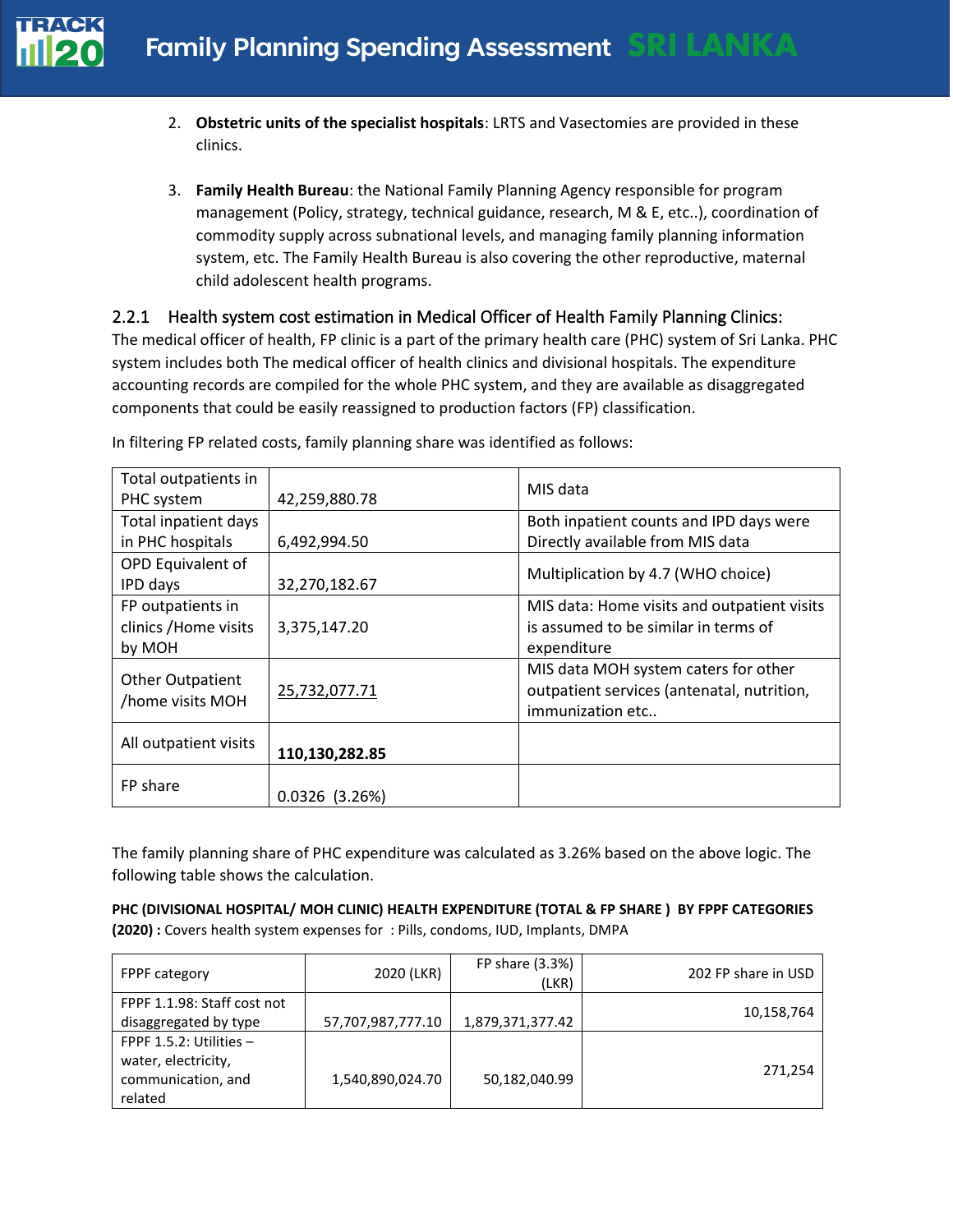2. **Obstetric units of the specialist hospitals**: LRTS and Vasectomies are provided in these clinics.

3. **Family Health Bureau**: the National Family Planning Agency responsible for program management (Policy, strategy, technical guidance, research, M & E, etc..), coordination of commodity supply across subnational levels, and managing family planning information system, etc. The Family Health Bureau is also covering the other reproductive, maternal child adolescent health programs.

### 2.2.1 Health system cost estimation in Medical Officer of Health Family Planning Clinics:

The medical officer of health, FP clinic is a part of the primary health care (PHC) system of Sri Lanka. PHC system includes both The medical officer of health clinics and divisional hospitals. The expenditure accounting records are compiled for the whole PHC system, and they are available as disaggregated components that could be easily reassigned to production factors (FP) classification.

In filtering FP related costs, family planning share was identified as follows:

| | | |
|---|---|---|
| Total outpatients in PHC system | 42,259,880.78 | MIS data |
| Total inpatient days in PHC hospitals | 6,492,994.50 | Both inpatient counts and IPD days were Directly available from MIS data |
| OPD Equivalent of IPD days | 32,270,182.67 | Multiplication by 4.7 (WHO choice) |
| FP outpatients in clinics /Home visits by MOH | 3,375,147.20 | MIS data: Home visits and outpatient visits is assumed to be similar in terms of expenditure |
| Other Outpatient /home visits MOH | 25,732,077.71 | MIS data MOH system caters for other outpatient services (antenatal, nutrition, immunization etc.. |
| All outpatient visits | **110,130,282.85** | |
| FP share | 0.0326 (3.26%) | |

The family planning share of PHC expenditure was calculated as 3.26% based on the above logic. The following table shows the calculation.

**PHC (DIVISIONAL HOSPITAL/ MOH CLINIC) HEALTH EXPENDITURE (TOTAL & FP SHARE ) BY FPPF CATEGORIES (2020) :** Covers health system expenses for : Pills, condoms, IUD, Implants, DMPA

| FPPF category | 2020 (LKR) | FP share (3.3%) (LKR) | 202 FP share in USD |
|---|---|---|---|
| FPPF 1.1.98: Staff cost not disaggregated by type | 57,707,987,777.10 | 1,879,371,377.42 | 10,158,764 |
| FPPF 1.5.2: Utilities – water, electricity, communication, and related | 1,540,890,024.70 | 50,182,040.99 | 271,254 |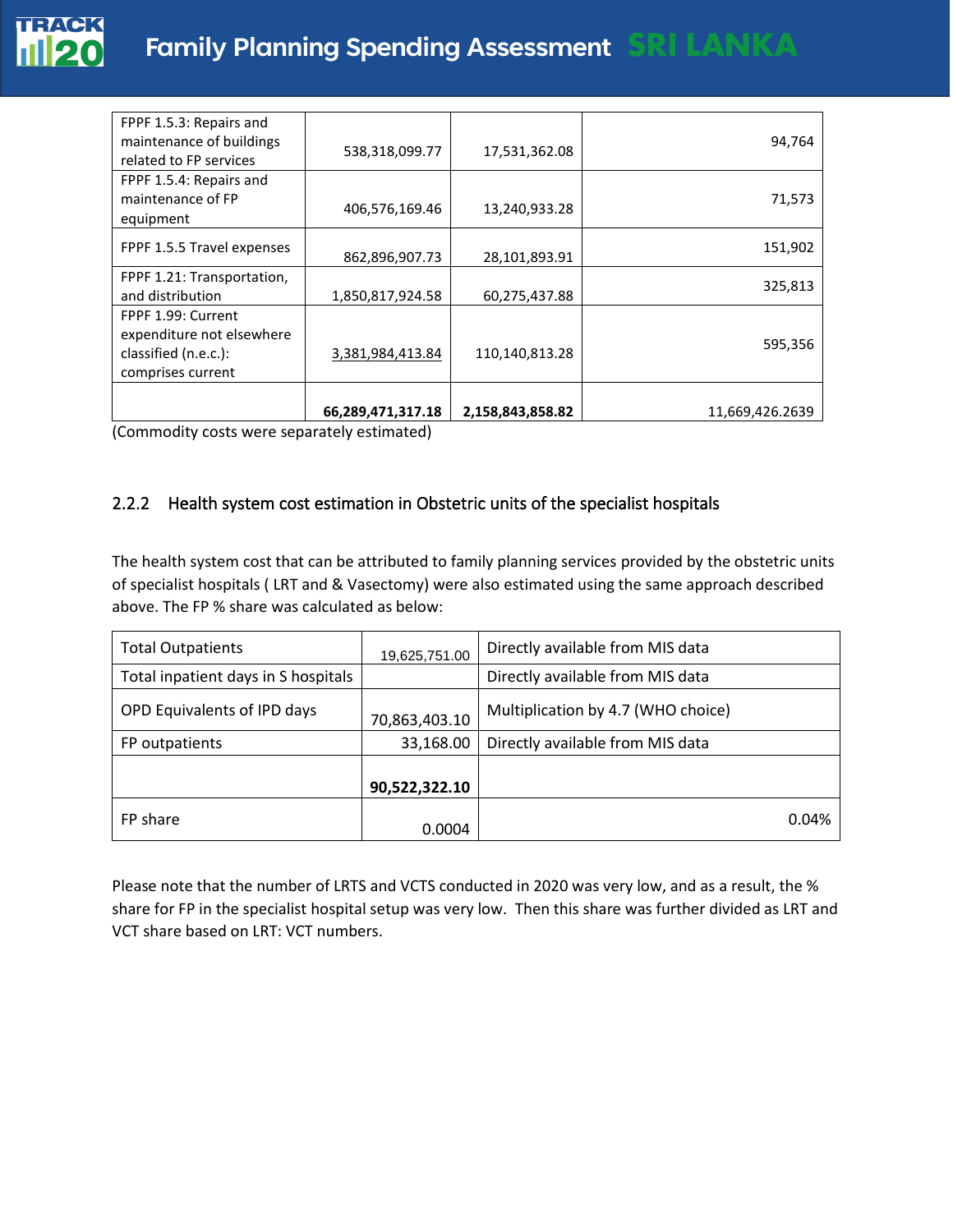| | | | |
|---|---|---|---|
| FPPF 1.5.3: Repairs and maintenance of buildings related to FP services | 538,318,099.77 | 17,531,362.08 | 94,764 |
| FPPF 1.5.4: Repairs and maintenance of FP equipment | 406,576,169.46 | 13,240,933.28 | 71,573 |
| FPPF 1.5.5 Travel expenses | 862,896,907.73 | 28,101,893.91 | 151,902 |
| FPPF 1.21: Transportation, and distribution | 1,850,817,924.58 | 60,275,437.88 | 325,813 |
| FPPF 1.99: Current expenditure not elsewhere classified (n.e.c.): comprises current | 3,381,984,413.84 | 110,140,813.28 | 595,356 |
| | **66,289,471,317.18** | **2,158,843,858.82** | 11,669,426.2639 |

(Commodity costs were separately estimated)

### 2.2.2 Health system cost estimation in Obstetric units of the specialist hospitals

The health system cost that can be attributed to family planning services provided by the obstetric units of specialist hospitals ( LRT and & Vasectomy) were also estimated using the same approach described above. The FP % share was calculated as below:

| | | |
|---|---|---|
| Total Outpatients | 19,625,751.00 | Directly available from MIS data |
| Total inpatient days in S hospitals | | Directly available from MIS data |
| OPD Equivalents of IPD days | 70,863,403.10 | Multiplication by 4.7 (WHO choice) |
| FP outpatients | 33,168.00 | Directly available from MIS data |
| | **90,522,322.10** | |
| FP share | 0.0004 | 0.04% |

Please note that the number of LRTS and VCTS conducted in 2020 was very low, and as a result, the % share for FP in the specialist hospital setup was very low. Then this share was further divided as LRT and VCT share based on LRT: VCT numbers.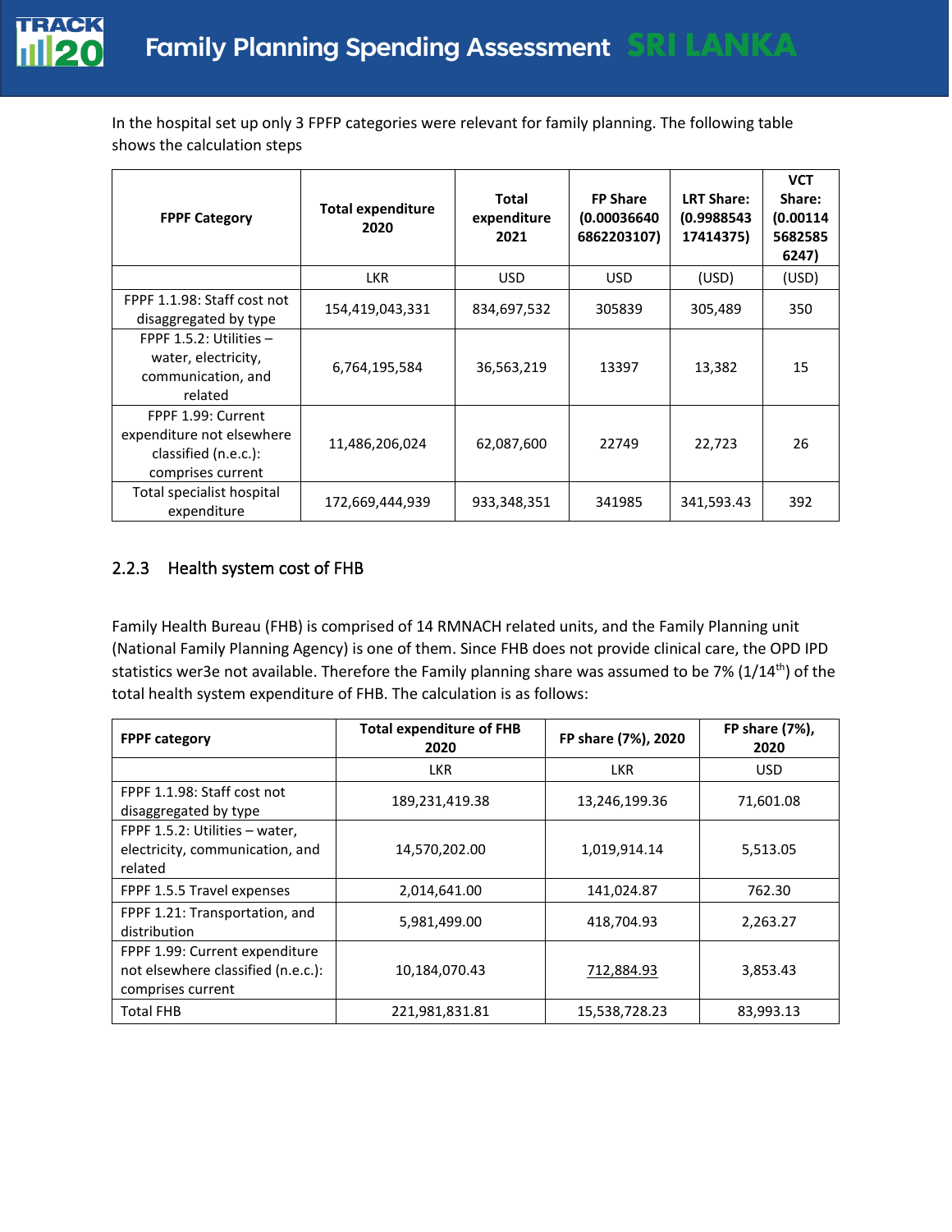In the hospital set up only 3 FPFP categories were relevant for family planning. The following table shows the calculation steps

| FPPF Category | Total expenditure 2020 | Total expenditure 2021 | FP Share (0.00036640 6862203107) | LRT Share: (0.9988543 17414375) | VCT Share: (0.00114 5682585 6247) |
|---|---|---|---|---|---|
| | LKR | USD | USD | (USD) | (USD) |
| FPPF 1.1.98: Staff cost not disaggregated by type | 154,419,043,331 | 834,697,532 | 305839 | 305,489 | 350 |
| FPPF 1.5.2: Utilities – water, electricity, communication, and related | 6,764,195,584 | 36,563,219 | 13397 | 13,382 | 15 |
| FPPF 1.99: Current expenditure not elsewhere classified (n.e.c.): comprises current | 11,486,206,024 | 62,087,600 | 22749 | 22,723 | 26 |
| Total specialist hospital expenditure | 172,669,444,939 | 933,348,351 | 341985 | 341,593.43 | 392 |

### 2.2.3 Health system cost of FHB

Family Health Bureau (FHB) is comprised of 14 RMNACH related units, and the Family Planning unit (National Family Planning Agency) is one of them. Since FHB does not provide clinical care, the OPD IPD statistics wer3e not available. Therefore the Family planning share was assumed to be 7% (1/14th) of the total health system expenditure of FHB. The calculation is as follows:

| FPPF category | Total expenditure of FHB 2020 | FP share (7%), 2020 | FP share (7%), 2020 |
|---|---|---|---|
| | LKR | LKR | USD |
| FPPF 1.1.98: Staff cost not disaggregated by type | 189,231,419.38 | 13,246,199.36 | 71,601.08 |
| FPPF 1.5.2: Utilities – water, electricity, communication, and related | 14,570,202.00 | 1,019,914.14 | 5,513.05 |
| FPPF 1.5.5 Travel expenses | 2,014,641.00 | 141,024.87 | 762.30 |
| FPPF 1.21: Transportation, and distribution | 5,981,499.00 | 418,704.93 | 2,263.27 |
| FPPF 1.99: Current expenditure not elsewhere classified (n.e.c.): comprises current | 10,184,070.43 | 712,884.93 | 3,853.43 |
| Total FHB | 221,981,831.81 | 15,538,728.23 | 83,993.13 |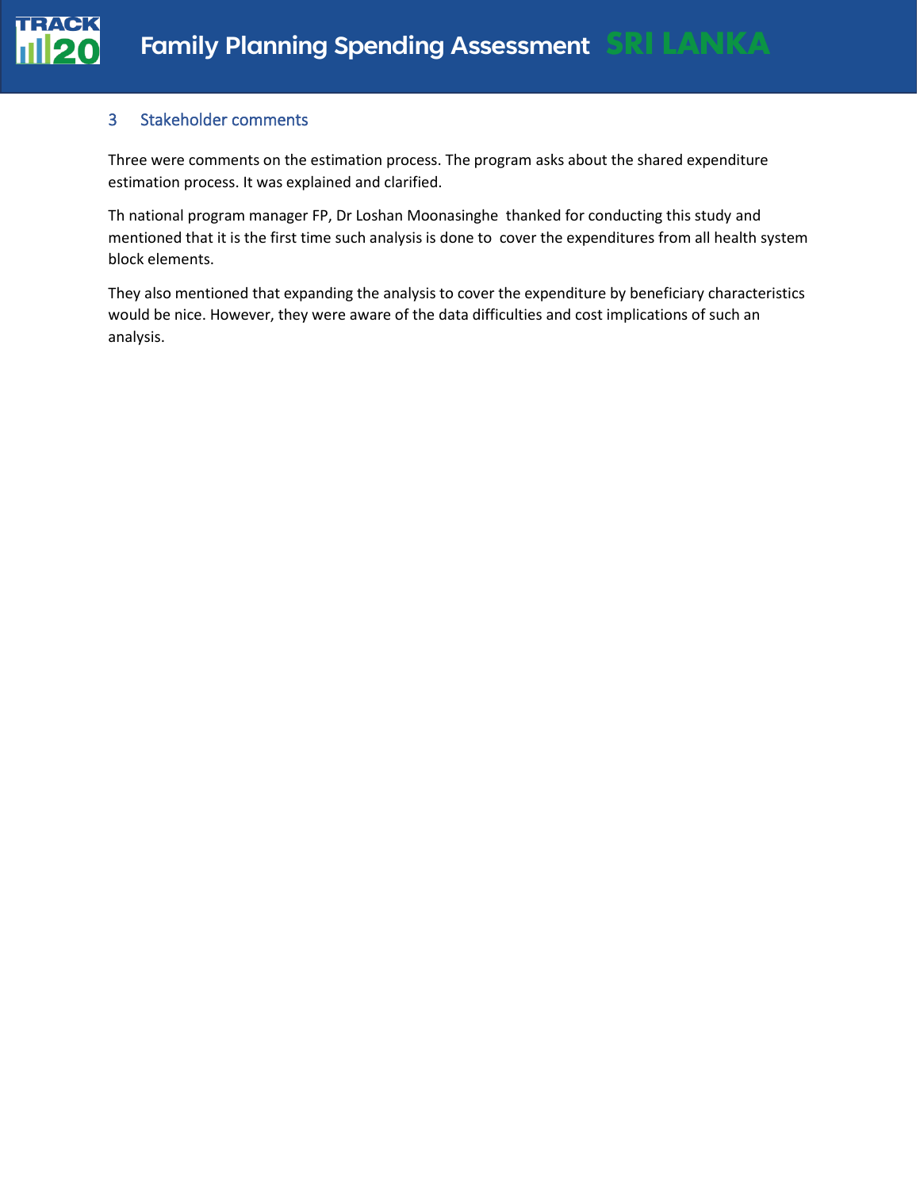## 3 Stakeholder comments

Three were comments on the estimation process. The program asks about the shared expenditure estimation process. It was explained and clarified.

Th national program manager FP, Dr Loshan Moonasinghe thanked for conducting this study and mentioned that it is the first time such analysis is done to cover the expenditures from all health system block elements.

They also mentioned that expanding the analysis to cover the expenditure by beneficiary characteristics would be nice. However, they were aware of the data difficulties and cost implications of such an analysis.